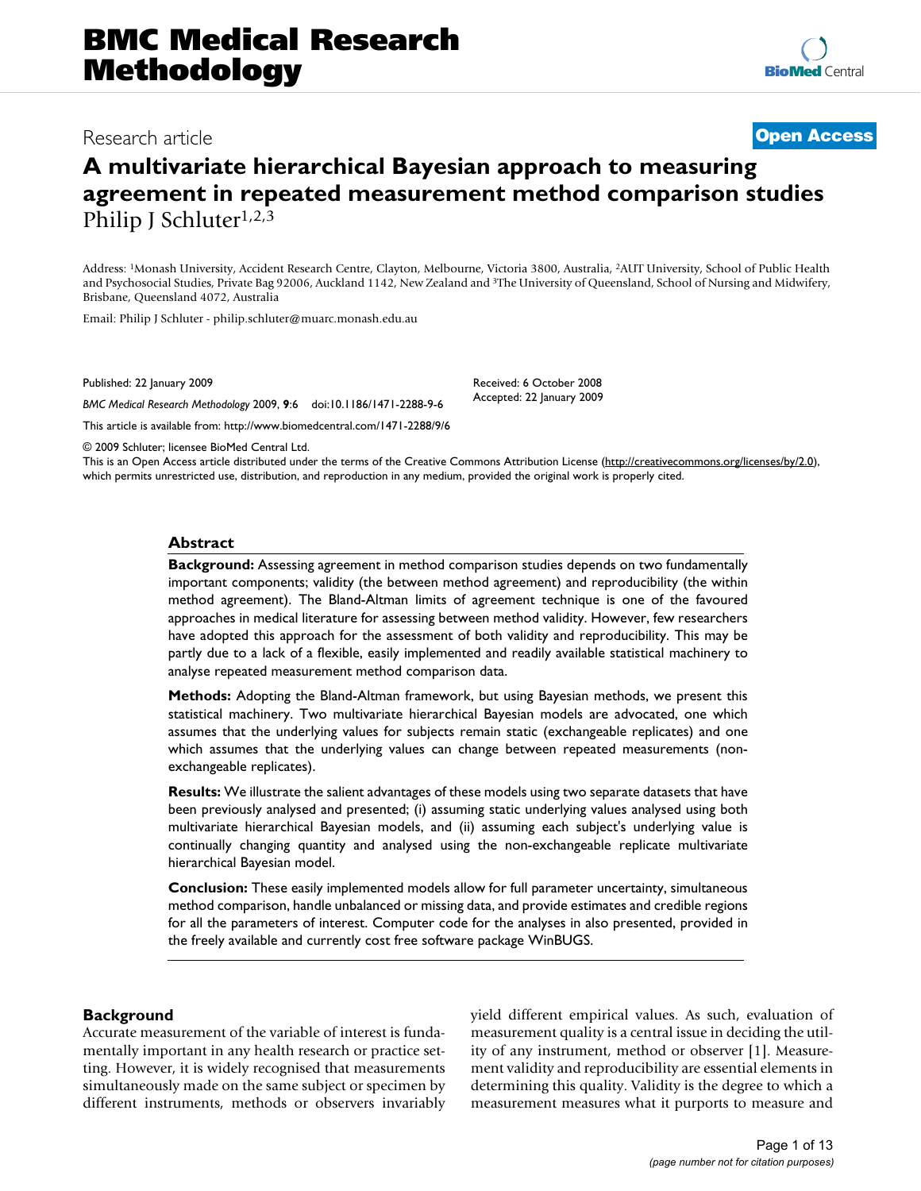# BMC Medical Research Methodology

Research article

**Open Access**

# A multivariate hierarchical Bayesian approach to measuring agreement in repeated measurement method comparison studies

Philip J Schluter[1,2,3]

Address: [1]Monash University, Accident Research Centre, Clayton, Melbourne, Victoria 3800, Australia, [2]AUT University, School of Public Health and Psychosocial Studies, Private Bag 92006, Auckland 1142, New Zealand and [3]The University of Queensland, School of Nursing and Midwifery, Brisbane, Queensland 4072, Australia

Email: Philip J Schluter - philip.schluter@muarc.monash.edu.au

Published: 22 January 2009

*BMC Medical Research Methodology* 2009, **9**:6 doi:10.1186/1471-2288-9-6

Received: 6 October 2008
Accepted: 22 January 2009

This article is available from: http://www.biomedcentral.com/1471-2288/9/6

© 2009 Schluter; licensee BioMed Central Ltd.

This is an Open Access article distributed under the terms of the Creative Commons Attribution License (http://creativecommons.org/licenses/by/2.0), which permits unrestricted use, distribution, and reproduction in any medium, provided the original work is properly cited.

## Abstract

**Background:** Assessing agreement in method comparison studies depends on two fundamentally important components; validity (the between method agreement) and reproducibility (the within method agreement). The Bland-Altman limits of agreement technique is one of the favoured approaches in medical literature for assessing between method validity. However, few researchers have adopted this approach for the assessment of both validity and reproducibility. This may be partly due to a lack of a flexible, easily implemented and readily available statistical machinery to analyse repeated measurement method comparison data.

**Methods:** Adopting the Bland-Altman framework, but using Bayesian methods, we present this statistical machinery. Two multivariate hierarchical Bayesian models are advocated, one which assumes that the underlying values for subjects remain static (exchangeable replicates) and one which assumes that the underlying values can change between repeated measurements (non-exchangeable replicates).

**Results:** We illustrate the salient advantages of these models using two separate datasets that have been previously analysed and presented; (i) assuming static underlying values analysed using both multivariate hierarchical Bayesian models, and (ii) assuming each subject's underlying value is continually changing quantity and analysed using the non-exchangeable replicate multivariate hierarchical Bayesian model.

**Conclusion:** These easily implemented models allow for full parameter uncertainty, simultaneous method comparison, handle unbalanced or missing data, and provide estimates and credible regions for all the parameters of interest. Computer code for the analyses in also presented, provided in the freely available and currently cost free software package WinBUGS.

## Background

Accurate measurement of the variable of interest is fundamentally important in any health research or practice setting. However, it is widely recognised that measurements simultaneously made on the same subject or specimen by different instruments, methods or observers invariably yield different empirical values. As such, evaluation of measurement quality is a central issue in deciding the utility of any instrument, method or observer [1]. Measurement validity and reproducibility are essential elements in determining this quality. Validity is the degree to which a measurement measures what it purports to measure and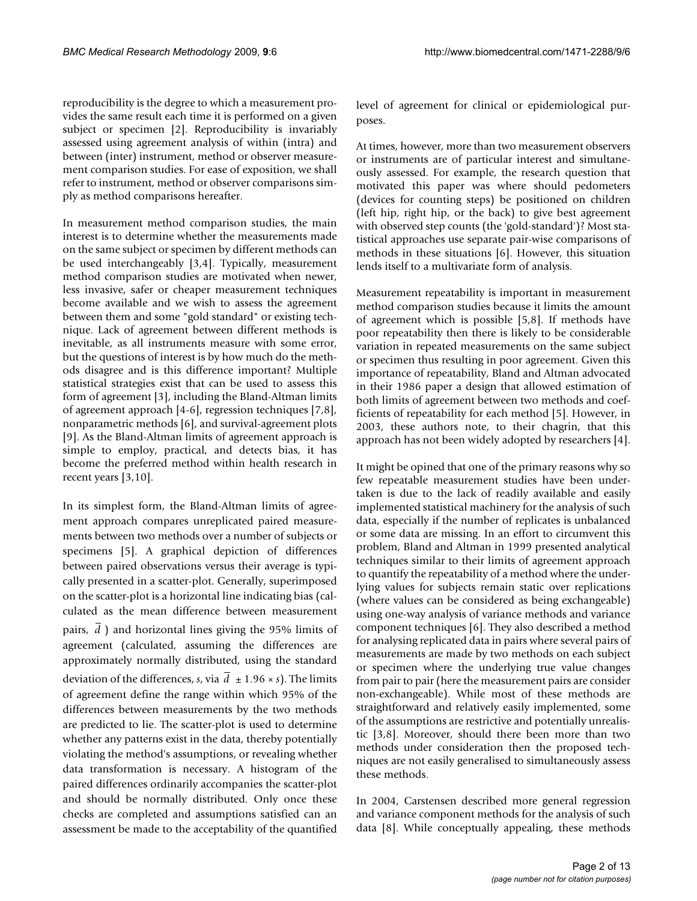reproducibility is the degree to which a measurement provides the same result each time it is performed on a given subject or specimen [2]. Reproducibility is invariably assessed using agreement analysis of within (intra) and between (inter) instrument, method or observer measurement comparison studies. For ease of exposition, we shall refer to instrument, method or observer comparisons simply as method comparisons hereafter.

In measurement method comparison studies, the main interest is to determine whether the measurements made on the same subject or specimen by different methods can be used interchangeably [3,4]. Typically, measurement method comparison studies are motivated when newer, less invasive, safer or cheaper measurement techniques become available and we wish to assess the agreement between them and some "gold standard" or existing technique. Lack of agreement between different methods is inevitable, as all instruments measure with some error, but the questions of interest is by how much do the methods disagree and is this difference important? Multiple statistical strategies exist that can be used to assess this form of agreement [3], including the Bland-Altman limits of agreement approach [4-6], regression techniques [7,8], nonparametric methods [6], and survival-agreement plots [9]. As the Bland-Altman limits of agreement approach is simple to employ, practical, and detects bias, it has become the preferred method within health research in recent years [3,10].

In its simplest form, the Bland-Altman limits of agreement approach compares unreplicated paired measurements between two methods over a number of subjects or specimens [5]. A graphical depiction of differences between paired observations versus their average is typically presented in a scatter-plot. Generally, superimposed on the scatter-plot is a horizontal line indicating bias (calculated as the mean difference between measurement pairs, $\bar{d}$ ) and horizontal lines giving the 95% limits of agreement (calculated, assuming the differences are approximately normally distributed, using the standard deviation of the differences, $s$, via $\bar{d} \pm 1.96 \times s$). The limits of agreement define the range within which 95% of the differences between measurements by the two methods are predicted to lie. The scatter-plot is used to determine whether any patterns exist in the data, thereby potentially violating the method's assumptions, or revealing whether data transformation is necessary. A histogram of the paired differences ordinarily accompanies the scatter-plot and should be normally distributed. Only once these checks are completed and assumptions satisfied can an assessment be made to the acceptability of the quantified level of agreement for clinical or epidemiological purposes.

At times, however, more than two measurement observers or instruments are of particular interest and simultaneously assessed. For example, the research question that motivated this paper was where should pedometers (devices for counting steps) be positioned on children (left hip, right hip, or the back) to give best agreement with observed step counts (the 'gold-standard')? Most statistical approaches use separate pair-wise comparisons of methods in these situations [6]. However, this situation lends itself to a multivariate form of analysis.

Measurement repeatability is important in measurement method comparison studies because it limits the amount of agreement which is possible [5,8]. If methods have poor repeatability then there is likely to be considerable variation in repeated measurements on the same subject or specimen thus resulting in poor agreement. Given this importance of repeatability, Bland and Altman advocated in their 1986 paper a design that allowed estimation of both limits of agreement between two methods and coefficients of repeatability for each method [5]. However, in 2003, these authors note, to their chagrin, that this approach has not been widely adopted by researchers [4].

It might be opined that one of the primary reasons why so few repeatable measurement studies have been undertaken is due to the lack of readily available and easily implemented statistical machinery for the analysis of such data, especially if the number of replicates is unbalanced or some data are missing. In an effort to circumvent this problem, Bland and Altman in 1999 presented analytical techniques similar to their limits of agreement approach to quantify the repeatability of a method where the underlying values for subjects remain static over replications (where values can be considered as being exchangeable) using one-way analysis of variance methods and variance component techniques [6]. They also described a method for analysing replicated data in pairs where several pairs of measurements are made by two methods on each subject or specimen where the underlying true value changes from pair to pair (here the measurement pairs are consider non-exchangeable). While most of these methods are straightforward and relatively easily implemented, some of the assumptions are restrictive and potentially unrealistic [3,8]. Moreover, should there been more than two methods under consideration then the proposed techniques are not easily generalised to simultaneously assess these methods.

In 2004, Carstensen described more general regression and variance component methods for the analysis of such data [8]. While conceptually appealing, these methods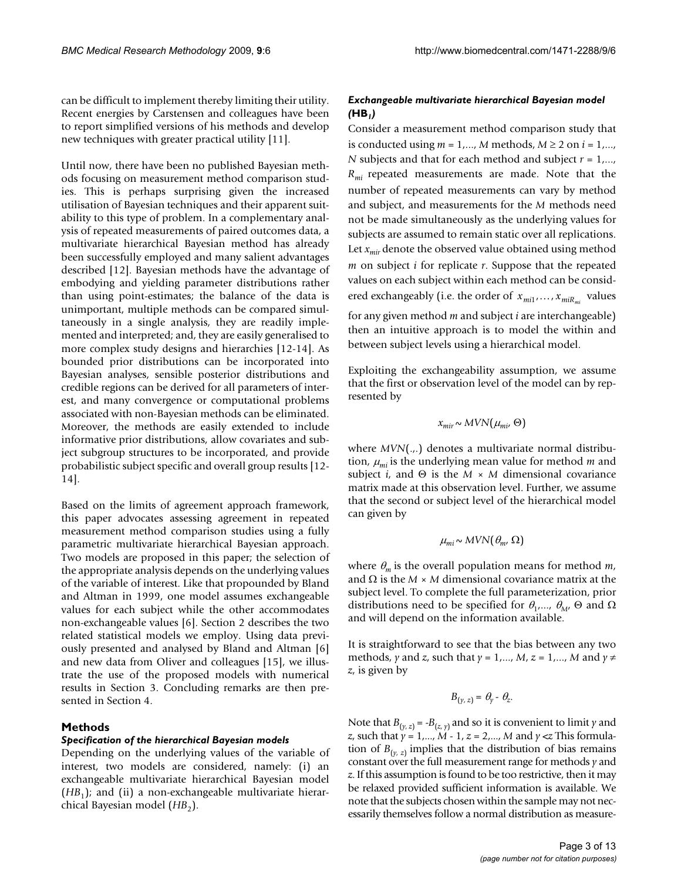can be difficult to implement thereby limiting their utility. Recent energies by Carstensen and colleagues have been to report simplified versions of his methods and develop new techniques with greater practical utility [11].

Until now, there have been no published Bayesian methods focusing on measurement method comparison studies. This is perhaps surprising given the increased utilisation of Bayesian techniques and their apparent suitability to this type of problem. In a complementary analysis of repeated measurements of paired outcomes data, a multivariate hierarchical Bayesian method has already been successfully employed and many salient advantages described [12]. Bayesian methods have the advantage of embodying and yielding parameter distributions rather than using point-estimates; the balance of the data is unimportant, multiple methods can be compared simultaneously in a single analysis, they are readily implemented and interpreted; and, they are easily generalised to more complex study designs and hierarchies [12-14]. As bounded prior distributions can be incorporated into Bayesian analyses, sensible posterior distributions and credible regions can be derived for all parameters of interest, and many convergence or computational problems associated with non-Bayesian methods can be eliminated. Moreover, the methods are easily extended to include informative prior distributions, allow covariates and subject subgroup structures to be incorporated, and provide probabilistic subject specific and overall group results [12-14].

Based on the limits of agreement approach framework, this paper advocates assessing agreement in repeated measurement method comparison studies using a fully parametric multivariate hierarchical Bayesian approach. Two models are proposed in this paper; the selection of the appropriate analysis depends on the underlying values of the variable of interest. Like that propounded by Bland and Altman in 1999, one model assumes exchangeable values for each subject while the other accommodates non-exchangeable values [6]. Section 2 describes the two related statistical models we employ. Using data previously presented and analysed by Bland and Altman [6] and new data from Oliver and colleagues [15], we illustrate the use of the proposed models with numerical results in Section 3. Concluding remarks are then presented in Section 4.

## Methods

### Specification of the hierarchical Bayesian models

Depending on the underlying values of the variable of interest, two models are considered, namely: (i) an exchangeable multivariate hierarchical Bayesian model ($HB_1$); and (ii) a non-exchangeable multivariate hierarchical Bayesian model ($HB_2$).

### Exchangeable multivariate hierarchical Bayesian model ($HB_1$)

Consider a measurement method comparison study that is conducted using $m = 1,..., M$ methods, $M \geq 2$ on $i = 1,..., N$ subjects and that for each method and subject $r = 1,..., R_{mi}$ repeated measurements are made. Note that the number of repeated measurements can vary by method and subject, and measurements for the $M$ methods need not be made simultaneously as the underlying values for subjects are assumed to remain static over all replications. Let $x_{mir}$ denote the observed value obtained using method $m$ on subject $i$ for replicate $r$. Suppose that the repeated values on each subject within each method can be considered exchangeably (i.e. the order of $x_{mi1}, \ldots, x_{miR_{mi}}$ values for any given method $m$ and subject $i$ are interchangeable) then an intuitive approach is to model the within and between subject levels using a hierarchical model.

Exploiting the exchangeability assumption, we assume that the first or observation level of the model can by represented by

$$x_{mir} \sim MVN(\mu_{mi}, \Theta)$$

where $MVN(.,.)$ denotes a multivariate normal distribution, $\mu_{mi}$ is the underlying mean value for method $m$ and subject $i$, and $\Theta$ is the $M \times M$ dimensional covariance matrix made at this observation level. Further, we assume that the second or subject level of the hierarchical model can given by

$$\mu_{mi} \sim MVN(\theta_m, \Omega)$$

where $\theta_m$ is the overall population means for method $m$, and $\Omega$ is the $M \times M$ dimensional covariance matrix at the subject level. To complete the full parameterization, prior distributions need to be specified for $\theta_1,..., \theta_M$, $\Theta$ and $\Omega$ and will depend on the information available.

It is straightforward to see that the bias between any two methods, $y$ and $z$, such that $y = 1,..., M$, $z = 1,..., M$ and $y \neq z$, is given by

$$B_{(y, z)} = \theta_y - \theta_z.$$

Note that $B_{(y, z)} = -B_{(z, y)}$ and so it is convenient to limit $y$ and $z$, such that $y = 1,..., M - 1$, $z = 2,..., M$ and $y < z$ This formulation of $B_{(y, z)}$ implies that the distribution of bias remains constant over the full measurement range for methods $y$ and $z$. If this assumption is found to be too restrictive, then it may be relaxed provided sufficient information is available. We note that the subjects chosen within the sample may not necessarily themselves follow a normal distribution as measure-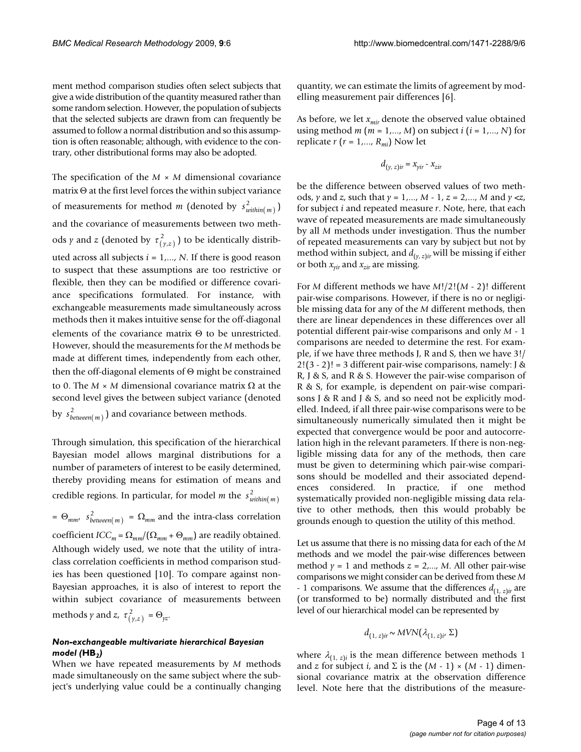ment method comparison studies often select subjects that give a wide distribution of the quantity measured rather than some random selection. However, the population of subjects that the selected subjects are drawn from can frequently be assumed to follow a normal distribution and so this assumption is often reasonable; although, with evidence to the contrary, other distributional forms may also be adopted.

The specification of the $M \times M$ dimensional covariance matrix $\Theta$ at the first level forces the within subject variance of measurements for method $m$ (denoted by $s^2_{within(m)}$) and the covariance of measurements between two methods $y$ and $z$ (denoted by $\tau^2_{(y,z)}$) to be identically distributed across all subjects $i = 1,..., N$. If there is good reason to suspect that these assumptions are too restrictive or flexible, then they can be modified or difference covariance specifications formulated. For instance, with exchangeable measurements made simultaneously across methods then it makes intuitive sense for the off-diagonal elements of the covariance matrix $\Theta$ to be unrestricted. However, should the measurements for the $M$ methods be made at different times, independently from each other, then the off-diagonal elements of $\Theta$ might be constrained to 0. The $M \times M$ dimensional covariance matrix $\Omega$ at the second level gives the between subject variance (denoted by $s^2_{between(m)}$) and covariance between methods.

Through simulation, this specification of the hierarchical Bayesian model allows marginal distributions for a number of parameters of interest to be easily determined, thereby providing means for estimation of means and credible regions. In particular, for model $m$ the $s^2_{within(m)} = \Theta_{mm}$, $s^2_{between(m)} = \Omega_{mm}$ and the intra-class correlation coefficient $ICC_m = \Omega_{mm}/(\Omega_{mm} + \Theta_{mm})$ are readily obtained. Although widely used, we note that the utility of intra-class correlation coefficients in method comparison studies has been questioned [10]. To compare against non-Bayesian approaches, it is also of interest to report the within subject covariance of measurements between methods $y$ and $z$, $\tau^2_{(y,z)} = \Theta_{yz}$.

### *Non-exchangeable multivariate hierarchical Bayesian model* (HB$_2$)

When we have repeated measurements by $M$ methods made simultaneously on the same subject where the subject's underlying value could be a continually changing quantity, we can estimate the limits of agreement by modelling measurement pair differences [6].

As before, we let $x_{mir}$ denote the observed value obtained using method $m$ ($m = 1,..., M$) on subject $i$ ($i = 1,..., N$) for replicate $r$ ($r = 1,..., R_{mi}$) Now let

$$d_{(y,z)ir} = x_{yir} - x_{zir}$$

be the difference between observed values of two methods, $y$ and $z$, such that $y = 1,..., M - 1$, $z = 2,..., M$ and $y < z$, for subject $i$ and repeated measure $r$. Note, here, that each wave of repeated measurements are made simultaneously by all $M$ methods under investigation. Thus the number of repeated measurements can vary by subject but not by method within subject, and $d_{(y,z)ir}$ will be missing if either or both $x_{yir}$ and $x_{zir}$ are missing.

For $M$ different methods we have $M!/2!(M - 2)!$ different pair-wise comparisons. However, if there is no or negligible missing data for any of the $M$ different methods, then there are linear dependences in these differences over all potential different pair-wise comparisons and only $M - 1$ comparisons are needed to determine the rest. For example, if we have three methods J, R and S, then we have $3!/2!(3 - 2)! = 3$ different pair-wise comparisons, namely: J & R, J & S, and R & S. However the pair-wise comparison of R & S, for example, is dependent on pair-wise comparisons J & R and J & S, and so need not be explicitly modelled. Indeed, if all three pair-wise comparisons were to be simultaneously numerically simulated then it might be expected that convergence would be poor and autocorrelation high in the relevant parameters. If there is non-negligible missing data for any of the methods, then care must be given to determining which pair-wise comparisons should be modelled and their associated dependences considered. In practice, if one method systematically provided non-negligible missing data relative to other methods, then this would probably be grounds enough to question the utility of this method.

Let us assume that there is no missing data for each of the $M$ methods and we model the pair-wise differences between method $y = 1$ and methods $z = 2,..., M$. All other pair-wise comparisons we might consider can be derived from these $M - 1$ comparisons. We assume that the differences $d_{(1,z)ir}$ are (or transformed to be) normally distributed and the first level of our hierarchical model can be represented by

$$d_{(1,z)ir} \sim MVN(\lambda_{(1,z)i}, \Sigma)$$

where $\lambda_{(1,z)i}$ is the mean difference between methods 1 and $z$ for subject $i$, and $\Sigma$ is the $(M - 1) \times (M - 1)$ dimensional covariance matrix at the observation difference level. Note here that the distributions of the measure-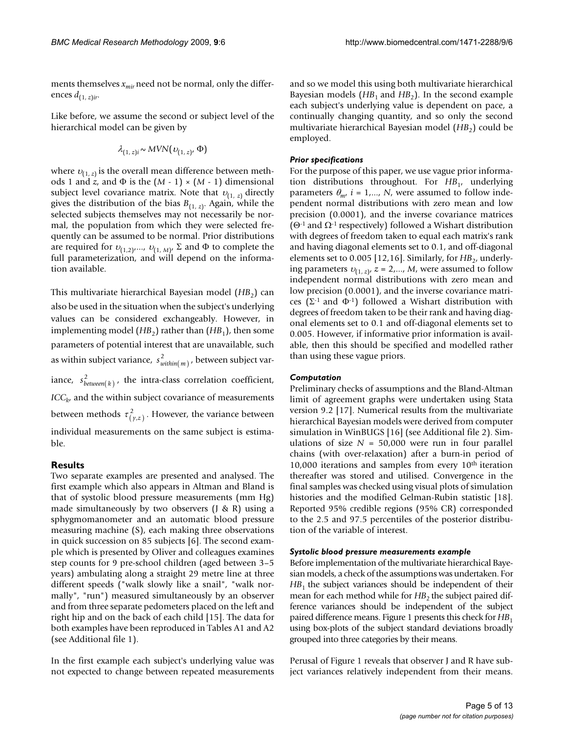ments themselves $x_{mir}$ need not be normal, only the differences $d_{(1,z)ir}$.

Like before, we assume the second or subject level of the hierarchical model can be given by

$$\lambda_{(1,z)i} \sim MVN(\upsilon_{(1,z)}, \Phi)$$

where $\upsilon_{(1,z)}$ is the overall mean difference between methods 1 and $z$, and $\Phi$ is the $(M - 1) \times (M - 1)$ dimensional subject level covariance matrix. Note that $\upsilon_{(1,z)}$ directly gives the distribution of the bias $B_{(1,z)}$. Again, while the selected subjects themselves may not necessarily be normal, the population from which they were selected frequently can be assumed to be normal. Prior distributions are required for $\upsilon_{(1,2)},..., \upsilon_{(1,M)}$, $\Sigma$ and $\Phi$ to complete the full parameterization, and will depend on the information available.

This multivariate hierarchical Bayesian model ($HB_2$) can also be used in the situation when the subject's underlying values can be considered exchangeably. However, in implementing model ($HB_2$) rather than ($HB_1$), then some parameters of potential interest that are unavailable, such as within subject variance, $s^2_{within(m)}$, between subject variance, $s^2_{between(k)}$, the intra-class correlation coefficient, $ICC_k$, and the within subject covariance of measurements between methods $\tau^2_{(y,z)}$. However, the variance between individual measurements on the same subject is estimable.

## Results

Two separate examples are presented and analysed. The first example which also appears in Altman and Bland is that of systolic blood pressure measurements (mm Hg) made simultaneously by two observers (J & R) using a sphygmomanometer and an automatic blood pressure measuring machine (S), each making three observations in quick succession on 85 subjects [6]. The second example which is presented by Oliver and colleagues examines step counts for 9 pre-school children (aged between 3–5 years) ambulating along a straight 29 metre line at three different speeds ("walk slowly like a snail", "walk normally", "run") measured simultaneously by an observer and from three separate pedometers placed on the left and right hip and on the back of each child [15]. The data for both examples have been reproduced in Tables A1 and A2 (see Additional file 1).

In the first example each subject's underlying value was not expected to change between repeated measurements and so we model this using both multivariate hierarchical Bayesian models ($HB_1$ and $HB_2$). In the second example each subject's underlying value is dependent on pace, a continually changing quantity, and so only the second multivariate hierarchical Bayesian model ($HB_2$) could be employed.

### *Prior specifications*

For the purpose of this paper, we use vague prior information distributions throughout. For $HB_1$, underlying parameters $\theta_m$, $i = 1,..., N$, were assumed to follow independent normal distributions with zero mean and low precision (0.0001), and the inverse covariance matrices ($\Theta^{-1}$ and $\Omega^{-1}$ respectively) followed a Wishart distribution with degrees of freedom taken to equal each matrix's rank and having diagonal elements set to 0.1, and off-diagonal elements set to 0.005 [12,16]. Similarly, for $HB_2$, underlying parameters $\upsilon_{(1,z)}$, $z = 2,..., M$, were assumed to follow independent normal distributions with zero mean and low precision (0.0001), and the inverse covariance matrices ($\Sigma^{-1}$ and $\Phi^{-1}$) followed a Wishart distribution with degrees of freedom taken to be their rank and having diagonal elements set to 0.1 and off-diagonal elements set to 0.005. However, if informative prior information is available, then this should be specified and modelled rather than using these vague priors.

### *Computation*

Preliminary checks of assumptions and the Bland-Altman limit of agreement graphs were undertaken using Stata version 9.2 [17]. Numerical results from the multivariate hierarchical Bayesian models were derived from computer simulation in WinBUGS [16] (see Additional file 2). Simulations of size $N$ = 50,000 were run in four parallel chains (with over-relaxation) after a burn-in period of 10,000 iterations and samples from every 10th iteration thereafter was stored and utilised. Convergence in the final samples was checked using visual plots of simulation histories and the modified Gelman-Rubin statistic [18]. Reported 95% credible regions (95% CR) corresponded to the 2.5 and 97.5 percentiles of the posterior distribution of the variable of interest.

### *Systolic blood pressure measurements example*

Before implementation of the multivariate hierarchical Bayesian models, a check of the assumptions was undertaken. For $HB_1$ the subject variances should be independent of their mean for each method while for $HB_2$ the subject paired difference variances should be independent of the subject paired difference means. Figure 1 presents this check for $HB_1$ using box-plots of the subject standard deviations broadly grouped into three categories by their means.

Perusal of Figure 1 reveals that observer J and R have subject variances relatively independent from their means.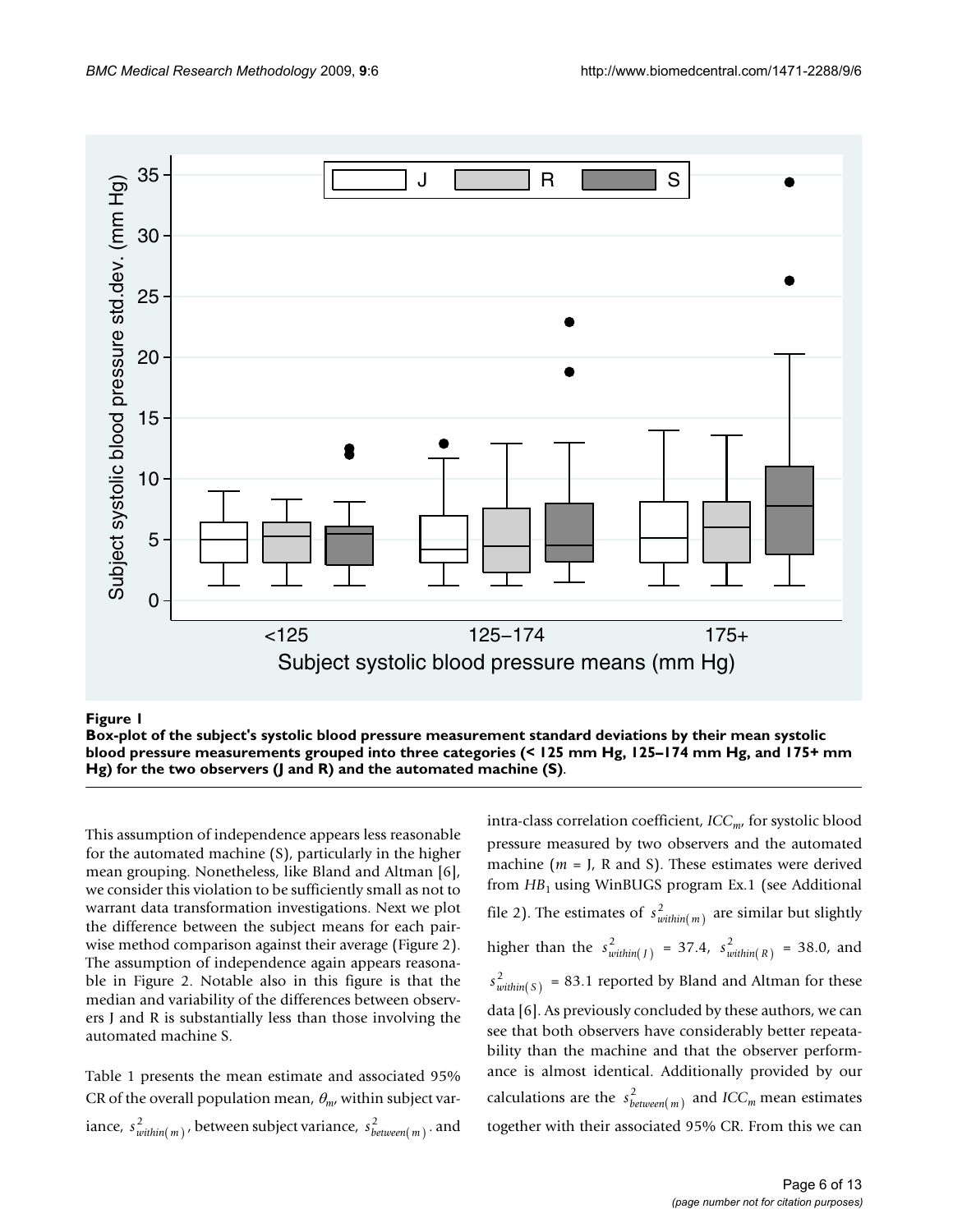**Figure 1**

**Box-plot of the subject's systolic blood pressure measurement standard deviations by their mean systolic blood pressure measurements grouped into three categories (< 125 mm Hg, 125–174 mm Hg, and 175+ mm Hg) for the two observers (J and R) and the automated machine (S)**.

This assumption of independence appears less reasonable for the automated machine (S), particularly in the higher mean grouping. Nonetheless, like Bland and Altman [6], we consider this violation to be sufficiently small as not to warrant data transformation investigations. Next we plot the difference between the subject means for each pairwise method comparison against their average (Figure 2). The assumption of independence again appears reasonable in Figure 2. Notable also in this figure is that the median and variability of the differences between observers J and R is substantially less than those involving the automated machine S.

Table 1 presents the mean estimate and associated 95% CR of the overall population mean, $\theta_m$, within subject variance, $s^2_{within(m)}$, between subject variance, $s^2_{between(m)}$, and intra-class correlation coefficient, $ICC_m$, for systolic blood pressure measured by two observers and the automated machine ($m$ = J, R and S). These estimates were derived from $HB_1$ using WinBUGS program Ex.1 (see Additional file 2). The estimates of $s^2_{within(m)}$ are similar but slightly higher than the $s^2_{within(J)}$ = 37.4, $s^2_{within(R)}$ = 38.0, and $s^2_{within(S)}$ = 83.1 reported by Bland and Altman for these data [6]. As previously concluded by these authors, we can see that both observers have considerably better repeatability than the machine and that the observer performance is almost identical. Additionally provided by our calculations are the $s^2_{between(m)}$ and $ICC_m$ mean estimates together with their associated 95% CR. From this we can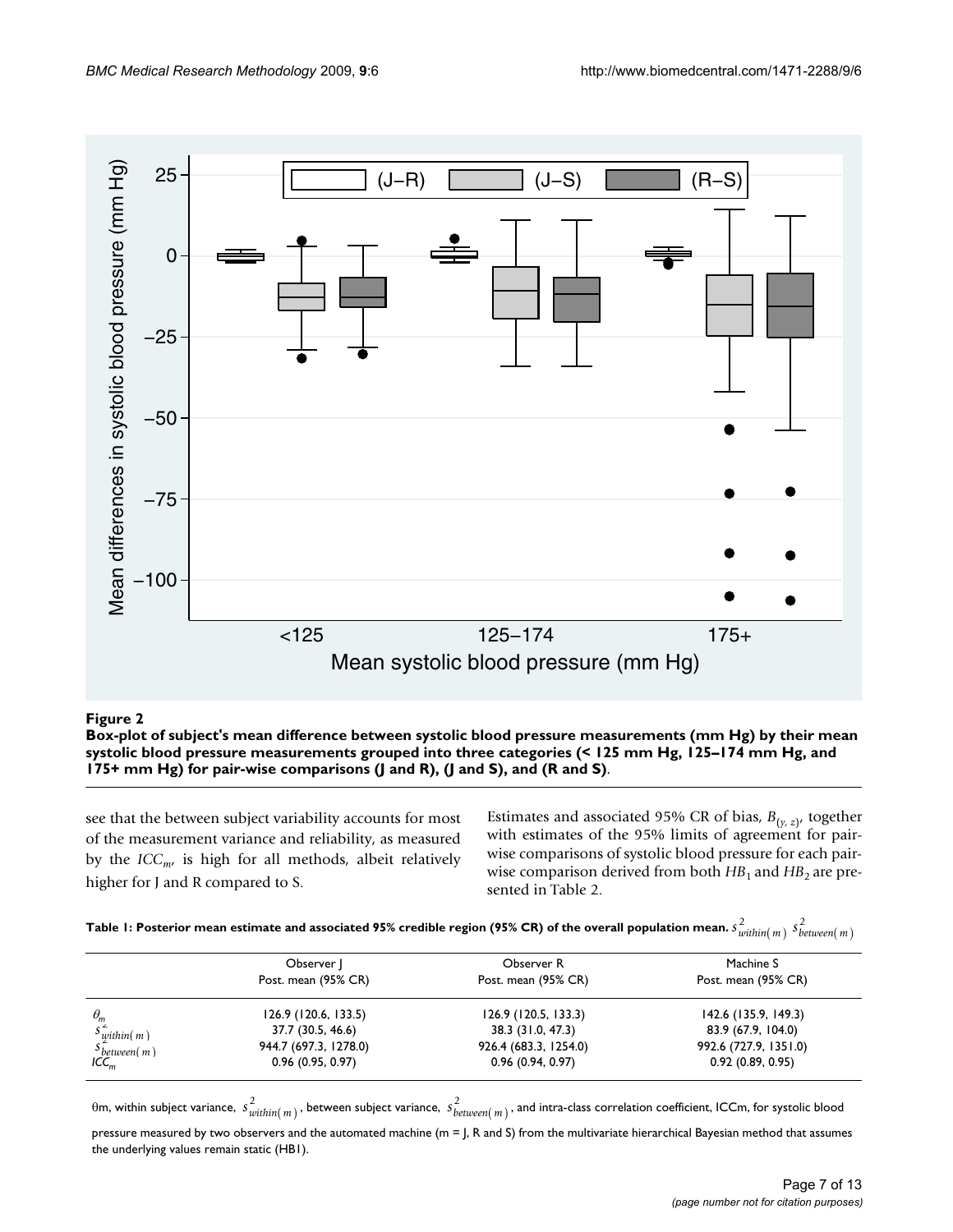**Figure 2**

**Box-plot of subject's mean difference between systolic blood pressure measurements (mm Hg) by their mean systolic blood pressure measurements grouped into three categories (< 125 mm Hg, 125–174 mm Hg, and 175+ mm Hg) for pair-wise comparisons (J and R), (J and S), and (R and S)**.

see that the between subject variability accounts for most of the measurement variance and reliability, as measured by the $ICC_m$, is high for all methods, albeit relatively higher for J and R compared to S.

Estimates and associated 95% CR of bias, $B_{(y, z)}$, together with estimates of the 95% limits of agreement for pair-wise comparisons of systolic blood pressure for each pair-wise comparison derived from both $HB_1$ and $HB_2$ are presented in Table 2.

**Table 1: Posterior mean estimate and associated 95% credible region (95% CR) of the overall population mean.** $s^2_{within(m)}$ $s^2_{between(m)}$

| | Observer J | Observer R | Machine S |
|---|---|---|---|
| | Post. mean (95% CR) | Post. mean (95% CR) | Post. mean (95% CR) |
| $\theta_m$ | 126.9 (120.6, 133.5) | 126.9 (120.5, 133.3) | 142.6 (135.9, 149.3) |
| $s^2_{within(m)}$ | 37.7 (30.5, 46.6) | 38.3 (31.0, 47.3) | 83.9 (67.9, 104.0) |
| $s^2_{between(m)}$ | 944.7 (697.3, 1278.0) | 926.4 (683.3, 1254.0) | 992.6 (727.9, 1351.0) |
| $ICC_m$ | 0.96 (0.95, 0.97) | 0.96 (0.94, 0.97) | 0.92 (0.89, 0.95) |

θm, within subject variance, $s^2_{within(m)}$, between subject variance, $s^2_{between(m)}$, and intra-class correlation coefficient, ICCm, for systolic blood pressure measured by two observers and the automated machine (m = J, R and S) from the multivariate hierarchical Bayesian method that assumes the underlying values remain static (HB1).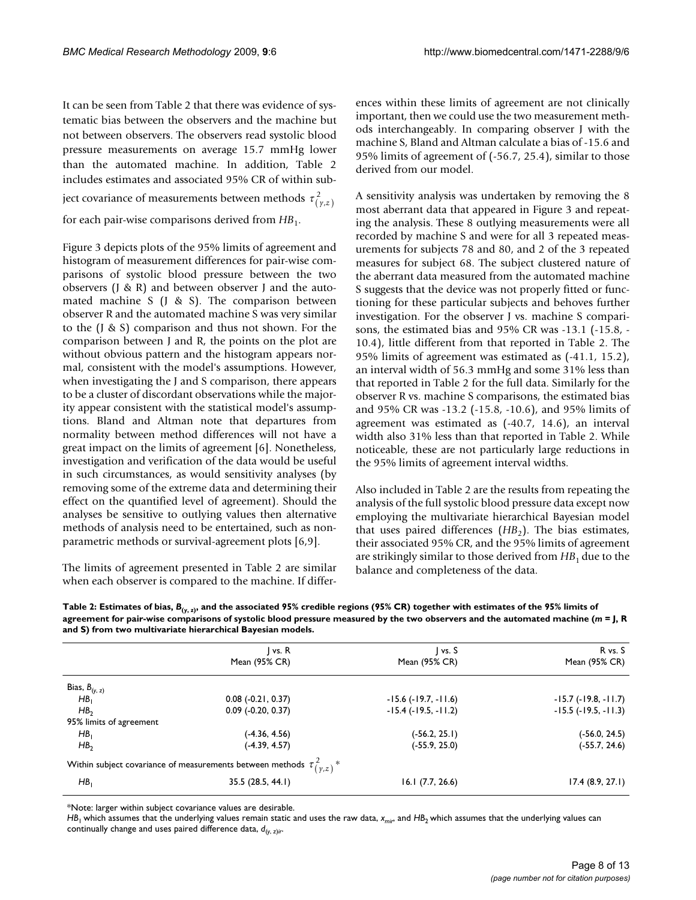It can be seen from Table 2 that there was evidence of systematic bias between the observers and the machine but not between observers. The observers read systolic blood pressure measurements on average 15.7 mmHg lower than the automated machine. In addition, Table 2 includes estimates and associated 95% CR of within subject covariance of measurements between methods $\tau^2_{(y,z)}$ for each pair-wise comparisons derived from $HB_1$.

Figure 3 depicts plots of the 95% limits of agreement and histogram of measurement differences for pair-wise comparisons of systolic blood pressure between the two observers (J & R) and between observer J and the automated machine S (J & S). The comparison between observer R and the automated machine S was very similar to the (J & S) comparison and thus not shown. For the comparison between J and R, the points on the plot are without obvious pattern and the histogram appears normal, consistent with the model's assumptions. However, when investigating the J and S comparison, there appears to be a cluster of discordant observations while the majority appear consistent with the statistical model's assumptions. Bland and Altman note that departures from normality between method differences will not have a great impact on the limits of agreement [6]. Nonetheless, investigation and verification of the data would be useful in such circumstances, as would sensitivity analyses (by removing some of the extreme data and determining their effect on the quantified level of agreement). Should the analyses be sensitive to outlying values then alternative methods of analysis need to be entertained, such as nonparametric methods or survival-agreement plots [6,9].

The limits of agreement presented in Table 2 are similar when each observer is compared to the machine. If differences within these limits of agreement are not clinically important, then we could use the two measurement methods interchangeably. In comparing observer J with the machine S, Bland and Altman calculate a bias of -15.6 and 95% limits of agreement of (-56.7, 25.4), similar to those derived from our model.

A sensitivity analysis was undertaken by removing the 8 most aberrant data that appeared in Figure 3 and repeating the analysis. These 8 outlying measurements were all recorded by machine S and were for all 3 repeated measurements for subjects 78 and 80, and 2 of the 3 repeated measures for subject 68. The subject clustered nature of the aberrant data measured from the automated machine S suggests that the device was not properly fitted or functioning for these particular subjects and behoves further investigation. For the observer J vs. machine S comparisons, the estimated bias and 95% CR was -13.1 (-15.8, -10.4), little different from that reported in Table 2. The 95% limits of agreement was estimated as (-41.1, 15.2), an interval width of 56.3 mmHg and some 31% less than that reported in Table 2 for the full data. Similarly for the observer R vs. machine S comparisons, the estimated bias and 95% CR was -13.2 (-15.8, -10.6), and 95% limits of agreement was estimated as (-40.7, 14.6), an interval width also 31% less than that reported in Table 2. While noticeable, these are not particularly large reductions in the 95% limits of agreement interval widths.

Also included in Table 2 are the results from repeating the analysis of the full systolic blood pressure data except now employing the multivariate hierarchical Bayesian model that uses paired differences ($HB_2$). The bias estimates, their associated 95% CR, and the 95% limits of agreement are strikingly similar to those derived from $HB_1$ due to the balance and completeness of the data.

**Table 2: Estimates of bias, $B_{(y,z)}$, and the associated 95% credible regions (95% CR) together with estimates of the 95% limits of agreement for pair-wise comparisons of systolic blood pressure measured by the two observers and the automated machine ($m$ = J, R and S) from two multivariate hierarchical Bayesian models.**

| | J vs. R Mean (95% CR) | J vs. S Mean (95% CR) | R vs. S Mean (95% CR) |
|---|---|---|---|
| Bias, $B_{(y,z)}$ | | | |
| $HB_1$ | 0.08 (-0.21, 0.37) | -15.6 (-19.7, -11.6) | -15.7 (-19.8, -11.7) |
| $HB_2$ | 0.09 (-0.20, 0.37) | -15.4 (-19.5, -11.2) | -15.5 (-19.5, -11.3) |
| 95% limits of agreement | | | |
| $HB_1$ | (-4.36, 4.56) | (-56.2, 25.1) | (-56.0, 24.5) |
| $HB_2$ | (-4.39, 4.57) | (-55.9, 25.0) | (-55.7, 24.6) |
| Within subject covariance of measurements between methods $\tau^2_{(y,z)}$ * | | | |
| $HB_1$ | 35.5 (28.5, 44.1) | 16.1 (7.7, 26.6) | 17.4 (8.9, 27.1) |

*Note: larger within subject covariance values are desirable.

$HB_1$ which assumes that the underlying values remain static and uses the raw data, $x_{mir}$, and $HB_2$ which assumes that the underlying values can continually change and uses paired difference data, $d_{(y,z)ir}$.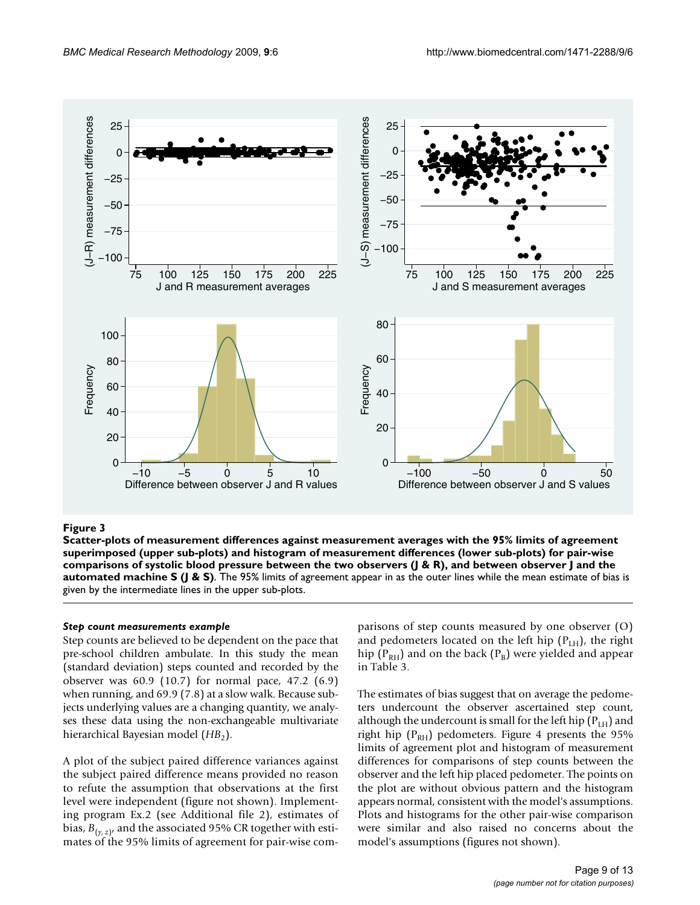**Figure 3**

**Scatter-plots of measurement differences against measurement averages with the 95% limits of agreement superimposed (upper sub-plots) and histogram of measurement differences (lower sub-plots) for pair-wise comparisons of systolic blood pressure between the two observers (J & R), and between observer J and the automated machine S (J & S)**. The 95% limits of agreement appear in as the outer lines while the mean estimate of bias is given by the intermediate lines in the upper sub-plots.

### *Step count measurements example*

Step counts are believed to be dependent on the pace that pre-school children ambulate. In this study the mean (standard deviation) steps counted and recorded by the observer was 60.9 (10.7) for normal pace, 47.2 (6.9) when running, and 69.9 (7.8) at a slow walk. Because subjects underlying values are a changing quantity, we analyses these data using the non-exchangeable multivariate hierarchical Bayesian model ($HB_2$).

A plot of the subject paired difference variances against the subject paired difference means provided no reason to refute the assumption that observations at the first level were independent (figure not shown). Implementing program Ex.2 (see Additional file 2), estimates of bias, $B_{(y, z)}$, and the associated 95% CR together with estimates of the 95% limits of agreement for pair-wise comparisons of step counts measured by one observer (O) and pedometers located on the left hip ($P_{LH}$), the right hip ($P_{RH}$) and on the back ($P_B$) were yielded and appear in Table 3.

The estimates of bias suggest that on average the pedometers undercount the observer ascertained step count, although the undercount is small for the left hip ($P_{LH}$) and right hip ($P_{RH}$) pedometers. Figure 4 presents the 95% limits of agreement plot and histogram of measurement differences for comparisons of step counts between the observer and the left hip placed pedometer. The points on the plot are without obvious pattern and the histogram appears normal, consistent with the model's assumptions. Plots and histograms for the other pair-wise comparison were similar and also raised no concerns about the model's assumptions (figures not shown).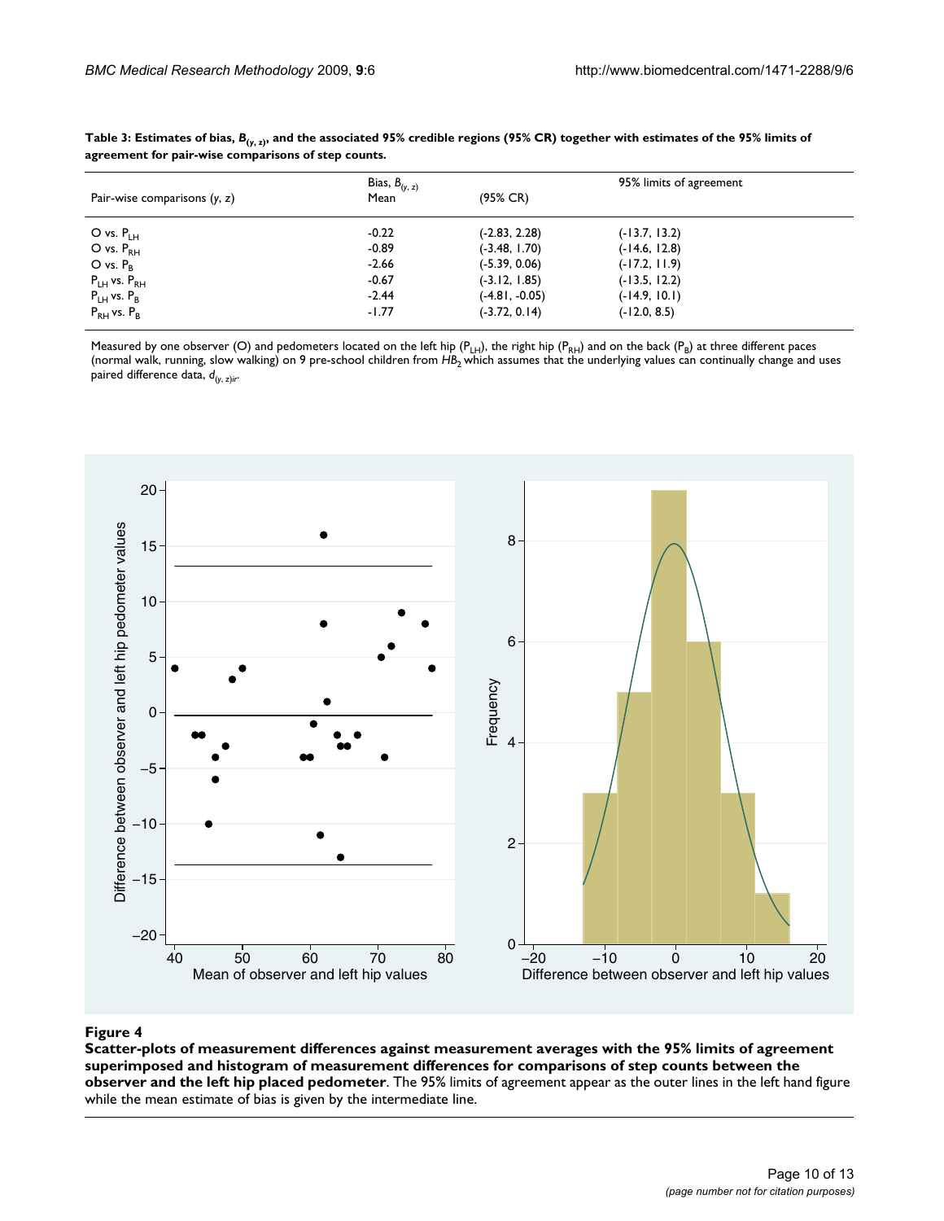**Table 3: Estimates of bias, $B_{(y, z)}$, and the associated 95% credible regions (95% CR) together with estimates of the 95% limits of agreement for pair-wise comparisons of step counts.**

| Pair-wise comparisons ($y$, $z$) | Bias, $B_{(y, z)}$ Mean | (95% CR) | 95% limits of agreement |
|---|---|---|---|
| O vs. $P_{LH}$ | -0.22 | (-2.83, 2.28) | (-13.7, 13.2) |
| O vs. $P_{RH}$ | -0.89 | (-3.48, 1.70) | (-14.6, 12.8) |
| O vs. $P_{B}$ | -2.66 | (-5.39, 0.06) | (-17.2, 11.9) |
| $P_{LH}$ vs. $P_{RH}$ | -0.67 | (-3.12, 1.85) | (-13.5, 12.2) |
| $P_{LH}$ vs. $P_{B}$ | -2.44 | (-4.81, -0.05) | (-14.9, 10.1) |
| $P_{RH}$ vs. $P_{B}$ | -1.77 | (-3.72, 0.14) | (-12.0, 8.5) |

Measured by one observer (O) and pedometers located on the left hip ($P_{LH}$), the right hip ($P_{RH}$) and on the back ($P_B$) at three different paces (normal walk, running, slow walking) on 9 pre-school children from $HB_2$ which assumes that the underlying values can continually change and uses paired difference data, $d_{(y, z)ir}$.

**Figure 4**

**Scatter-plots of measurement differences against measurement averages with the 95% limits of agreement superimposed and histogram of measurement differences for comparisons of step counts between the observer and the left hip placed pedometer**. The 95% limits of agreement appear as the outer lines in the left hand figure while the mean estimate of bias is given by the intermediate line.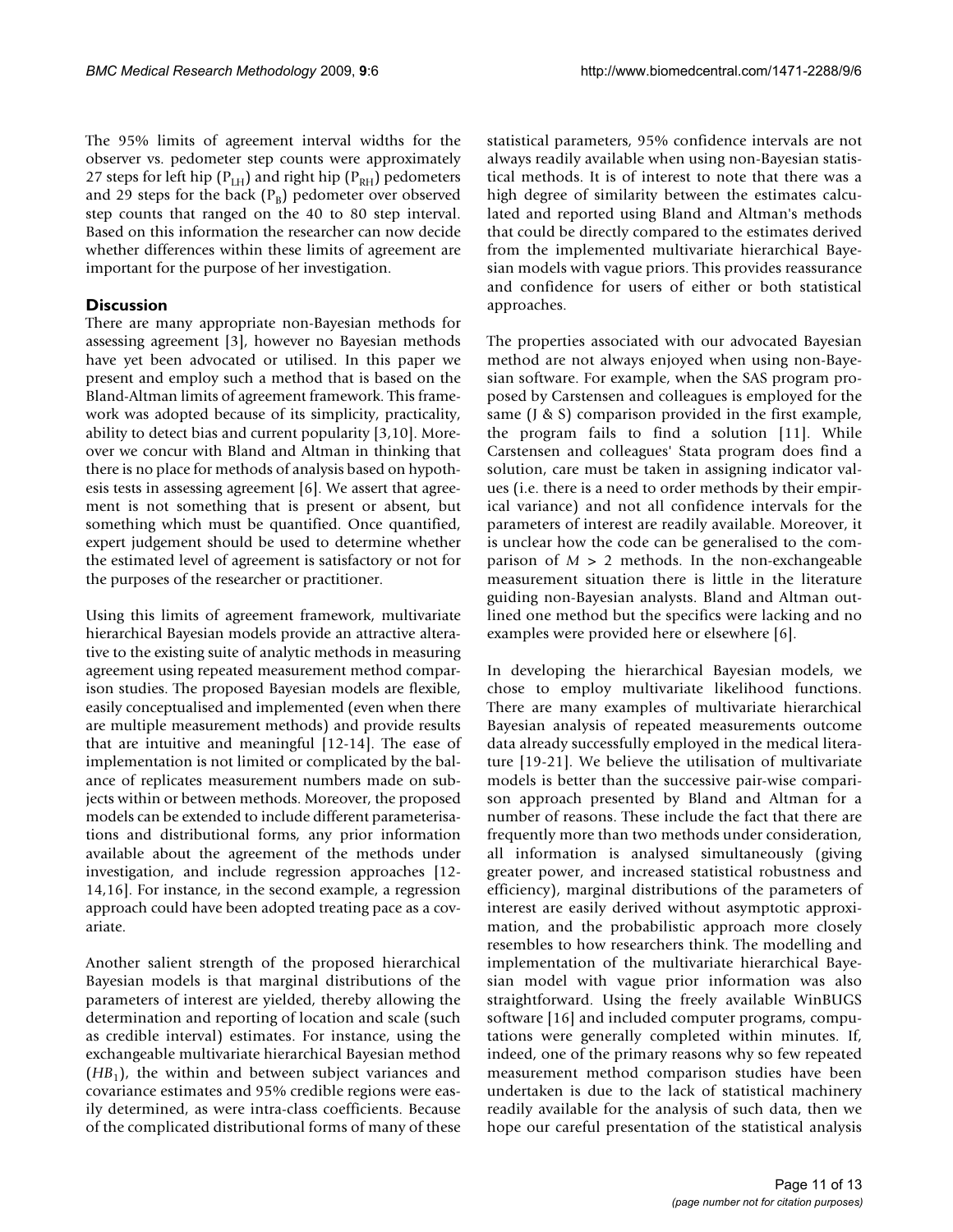The 95% limits of agreement interval widths for the observer vs. pedometer step counts were approximately 27 steps for left hip ($P_{LH}$) and right hip ($P_{RH}$) pedometers and 29 steps for the back ($P_B$) pedometer over observed step counts that ranged on the 40 to 80 step interval. Based on this information the researcher can now decide whether differences within these limits of agreement are important for the purpose of her investigation.

## Discussion

There are many appropriate non-Bayesian methods for assessing agreement [3], however no Bayesian methods have yet been advocated or utilised. In this paper we present and employ such a method that is based on the Bland-Altman limits of agreement framework. This framework was adopted because of its simplicity, practicality, ability to detect bias and current popularity [3,10]. Moreover we concur with Bland and Altman in thinking that there is no place for methods of analysis based on hypothesis tests in assessing agreement [6]. We assert that agreement is not something that is present or absent, but something which must be quantified. Once quantified, expert judgement should be used to determine whether the estimated level of agreement is satisfactory or not for the purposes of the researcher or practitioner.

Using this limits of agreement framework, multivariate hierarchical Bayesian models provide an attractive alterative to the existing suite of analytic methods in measuring agreement using repeated measurement method comparison studies. The proposed Bayesian models are flexible, easily conceptualised and implemented (even when there are multiple measurement methods) and provide results that are intuitive and meaningful [12-14]. The ease of implementation is not limited or complicated by the balance of replicates measurement numbers made on subjects within or between methods. Moreover, the proposed models can be extended to include different parameterisations and distributional forms, any prior information available about the agreement of the methods under investigation, and include regression approaches [12-14,16]. For instance, in the second example, a regression approach could have been adopted treating pace as a covariate.

Another salient strength of the proposed hierarchical Bayesian models is that marginal distributions of the parameters of interest are yielded, thereby allowing the determination and reporting of location and scale (such as credible interval) estimates. For instance, using the exchangeable multivariate hierarchical Bayesian method ($HB_1$), the within and between subject variances and covariance estimates and 95% credible regions were easily determined, as were intra-class coefficients. Because of the complicated distributional forms of many of these statistical parameters, 95% confidence intervals are not always readily available when using non-Bayesian statistical methods. It is of interest to note that there was a high degree of similarity between the estimates calculated and reported using Bland and Altman's methods that could be directly compared to the estimates derived from the implemented multivariate hierarchical Bayesian models with vague priors. This provides reassurance and confidence for users of either or both statistical approaches.

The properties associated with our advocated Bayesian method are not always enjoyed when using non-Bayesian software. For example, when the SAS program proposed by Carstensen and colleagues is employed for the same (J & S) comparison provided in the first example, the program fails to find a solution [11]. While Carstensen and colleagues' Stata program does find a solution, care must be taken in assigning indicator values (i.e. there is a need to order methods by their empirical variance) and not all confidence intervals for the parameters of interest are readily available. Moreover, it is unclear how the code can be generalised to the comparison of $M > 2$ methods. In the non-exchangeable measurement situation there is little in the literature guiding non-Bayesian analysts. Bland and Altman outlined one method but the specifics were lacking and no examples were provided here or elsewhere [6].

In developing the hierarchical Bayesian models, we chose to employ multivariate likelihood functions. There are many examples of multivariate hierarchical Bayesian analysis of repeated measurements outcome data already successfully employed in the medical literature [19-21]. We believe the utilisation of multivariate models is better than the successive pair-wise comparison approach presented by Bland and Altman for a number of reasons. These include the fact that there are frequently more than two methods under consideration, all information is analysed simultaneously (giving greater power, and increased statistical robustness and efficiency), marginal distributions of the parameters of interest are easily derived without asymptotic approximation, and the probabilistic approach more closely resembles to how researchers think. The modelling and implementation of the multivariate hierarchical Bayesian model with vague prior information was also straightforward. Using the freely available WinBUGS software [16] and included computer programs, computations were generally completed within minutes. If, indeed, one of the primary reasons why so few repeated measurement method comparison studies have been undertaken is due to the lack of statistical machinery readily available for the analysis of such data, then we hope our careful presentation of the statistical analysis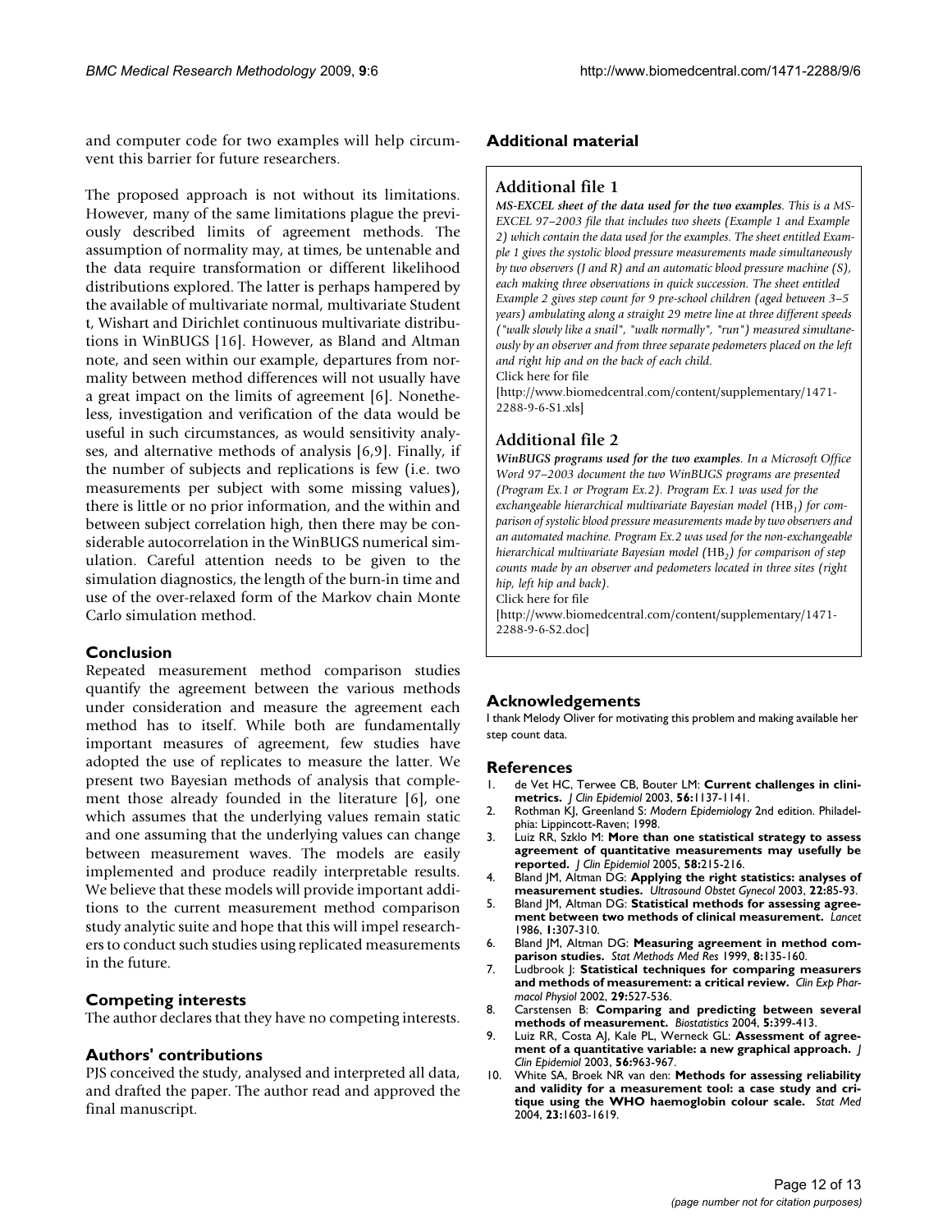and computer code for two examples will help circumvent this barrier for future researchers.

The proposed approach is not without its limitations. However, many of the same limitations plague the previously described limits of agreement methods. The assumption of normality may, at times, be untenable and the data require transformation or different likelihood distributions explored. The latter is perhaps hampered by the available of multivariate normal, multivariate Student t, Wishart and Dirichlet continuous multivariate distributions in WinBUGS [16]. However, as Bland and Altman note, and seen within our example, departures from normality between method differences will not usually have a great impact on the limits of agreement [6]. Nonetheless, investigation and verification of the data would be useful in such circumstances, as would sensitivity analyses, and alternative methods of analysis [6,9]. Finally, if the number of subjects and replications is few (i.e. two measurements per subject with some missing values), there is little or no prior information, and the within and between subject correlation high, then there may be considerable autocorrelation in the WinBUGS numerical simulation. Careful attention needs to be given to the simulation diagnostics, the length of the burn-in time and use of the over-relaxed form of the Markov chain Monte Carlo simulation method.

## Conclusion

Repeated measurement method comparison studies quantify the agreement between the various methods under consideration and measure the agreement each method has to itself. While both are fundamentally important measures of agreement, few studies have adopted the use of replicates to measure the latter. We present two Bayesian methods of analysis that complement those already founded in the literature [6], one which assumes that the underlying values remain static and one assuming that the underlying values can change between measurement waves. The models are easily implemented and produce readily interpretable results. We believe that these models will provide important additions to the current measurement method comparison study analytic suite and hope that this will impel researchers to conduct such studies using replicated measurements in the future.

## Competing interests

The author declares that they have no competing interests.

## Authors' contributions

PJS conceived the study, analysed and interpreted all data, and drafted the paper. The author read and approved the final manuscript.

## Additional material

### Additional file 1

***MS-EXCEL sheet of the data used for the two examples****. This is a MS-EXCEL 97–2003 file that includes two sheets (Example 1 and Example 2) which contain the data used for the examples. The sheet entitled Example 1 gives the systolic blood pressure measurements made simultaneously by two observers (J and R) and an automatic blood pressure machine (S), each making three observations in quick succession. The sheet entitled Example 2 gives step count for 9 pre-school children (aged between 3–5 years) ambulating along a straight 29 metre line at three different speeds ("walk slowly like a snail", "walk normally", "run") measured simultaneously by an observer and from three separate pedometers placed on the left and right hip and on the back of each child.*

Click here for file

[http://www.biomedcentral.com/content/supplementary/1471-2288-9-6-S1.xls]

### Additional file 2

***WinBUGS programs used for the two examples****. In a Microsoft Office Word 97–2003 document the two WinBUGS programs are presented (Program Ex.1 or Program Ex.2). Program Ex.1 was used for the exchangeable hierarchical multivariate Bayesian model (*$\mathrm{HB}_1$*) for comparison of systolic blood pressure measurements made by two observers and an automated machine. Program Ex.2 was used for the non-exchangeable hierarchical multivariate Bayesian model (*$\mathrm{HB}_2$*) for comparison of step counts made by an observer and pedometers located in three sites (right hip, left hip and back).*

Click here for file

[http://www.biomedcentral.com/content/supplementary/1471-2288-9-6-S2.doc]

## Acknowledgements

I thank Melody Oliver for motivating this problem and making available her step count data.

## References

1. de Vet HC, Terwee CB, Bouter LM: **Current challenges in clinimetrics.** *J Clin Epidemiol* 2003, **56:**1137-1141.
2. Rothman KJ, Greenland S: *Modern Epidemiology* 2nd edition. Philadelphia: Lippincott-Raven; 1998.
3. Luiz RR, Szklo M: **More than one statistical strategy to assess agreement of quantitative measurements may usefully be reported.** *J Clin Epidemiol* 2005, **58:**215-216.
4. Bland JM, Altman DG: **Applying the right statistics: analyses of measurement studies.** *Ultrasound Obstet Gynecol* 2003, **22:**85-93.
5. Bland JM, Altman DG: **Statistical methods for assessing agreement between two methods of clinical measurement.** *Lancet* 1986, **1:**307-310.
6. Bland JM, Altman DG: **Measuring agreement in method comparison studies.** *Stat Methods Med Res* 1999, **8:**135-160.
7. Ludbrook J: **Statistical techniques for comparing measurers and methods of measurement: a critical review.** *Clin Exp Pharmacol Physiol* 2002, **29:**527-536.
8. Carstensen B: **Comparing and predicting between several methods of measurement.** *Biostatistics* 2004, **5:**399-413.
9. Luiz RR, Costa AJ, Kale PL, Werneck GL: **Assessment of agreement of a quantitative variable: a new graphical approach.** *J Clin Epidemiol* 2003, **56:**963-967.
10. White SA, Broek NR van den: **Methods for assessing reliability and validity for a measurement tool: a case study and critique using the WHO haemoglobin colour scale.** *Stat Med* 2004, **23:**1603-1619.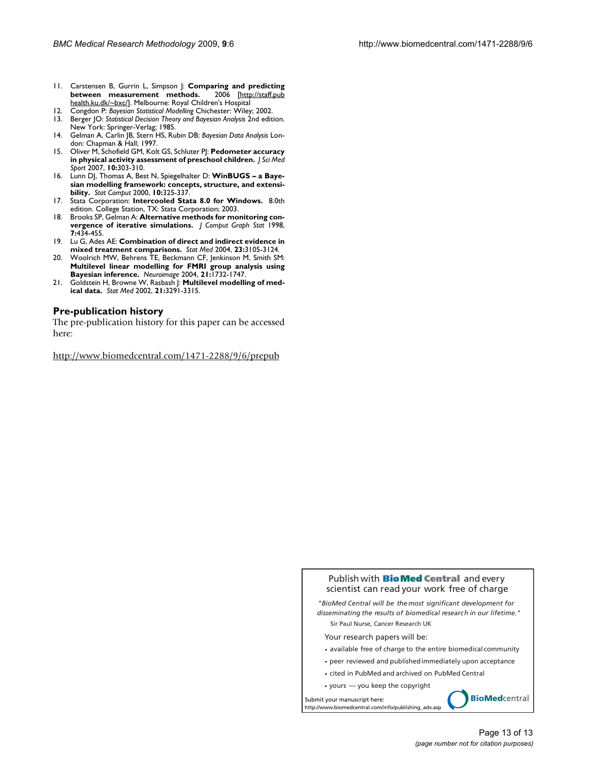11. Carstensen B, Gurrin L, Simpson J: **Comparing and predicting between measurement methods.** 2006 [http://staff.pubhealth.ku.dk/~bxc/]. Melbourne: Royal Children's Hospital
12. Congdon P: *Bayesian Statistical Modelling* Chichester: Wiley; 2002.
13. Berger JO: *Statistical Decision Theory and Bayesian Analysis* 2nd edition. New York: Springer-Verlag; 1985.
14. Gelman A, Carlin JB, Stern HS, Rubin DB: *Bayesian Data Analysis* London: Chapman & Hall; 1997.
15. Oliver M, Schofield GM, Kolt GS, Schluter PJ: **Pedometer accuracy in physical activity assessment of preschool children.** *J Sci Med Sport* 2007, **10:**303-310.
16. Lunn DJ, Thomas A, Best N, Spiegelhalter D: **WinBUGS – a Bayesian modelling framework: concepts, structure, and extensibility.** *Stat Comput* 2000, **10:**325-337.
17. Stata Corporation: **Intercooled Stata 8.0 for Windows.** 8.0th edition. College Station, TX: Stata Corporation; 2003.
18. Brooks SP, Gelman A: **Alternative methods for monitoring convergence of iterative simulations.** *J Comput Graph Stat* 1998, **7:**434-455.
19. Lu G, Ades AE: **Combination of direct and indirect evidence in mixed treatment comparisons.** *Stat Med* 2004, **23:**3105-3124.
20. Woolrich MW, Behrens TE, Beckmann CF, Jenkinson M, Smith SM: **Multilevel linear modelling for FMRI group analysis using Bayesian inference.** *Neuroimage* 2004, **21:**1732-1747.
21. Goldstein H, Browne W, Rasbash J: **Multilevel modelling of medical data.** *Stat Med* 2002, **21:**3291-3315.

## Pre-publication history

The pre-publication history for this paper can be accessed here:

http://www.biomedcentral.com/1471-2288/9/6/prepub

Publish with **BioMed Central** and every scientist can read your work free of charge

*"BioMed Central will be the most significant development for disseminating the results of biomedical research in our lifetime."*

Sir Paul Nurse, Cancer Research UK

Your research papers will be:

- available free of charge to the entire biomedical community
- peer reviewed and published immediately upon acceptance
- cited in PubMed and archived on PubMed Central
- yours — you keep the copyright

Submit your manuscript here:
http://www.biomedcentral.com/info/publishing_adv.asp

**BioMed**central